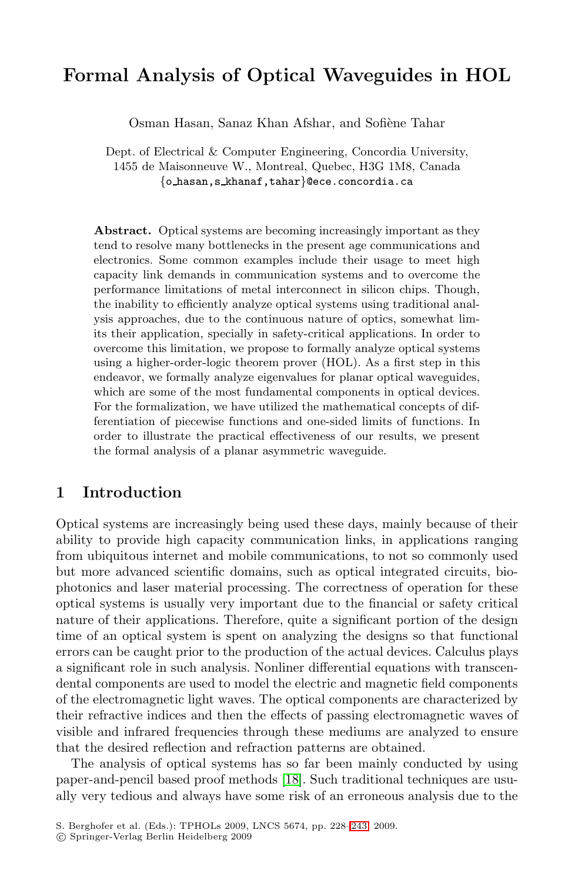# Formal Analysis of Optical Waveguides in HOL

Osman Hasan, Sanaz Khan Afshar, and Sofiène Tahar

Dept. of Electrical & Computer Engineering, Concordia University, 1455 de Maisonneuve W., Montreal, Quebec, H3G 1M8, Canada
{o_hasan,s_khanaf,tahar}@ece.concordia.ca

**Abstract.** Optical systems are becoming increasingly important as they tend to resolve many bottlenecks in the present age communications and electronics. Some common examples include their usage to meet high capacity link demands in communication systems and to overcome the performance limitations of metal interconnect in silicon chips. Though, the inability to efficiently analyze optical systems using traditional analysis approaches, due to the continuous nature of optics, somewhat limits their application, specially in safety-critical applications. In order to overcome this limitation, we propose to formally analyze optical systems using a higher-order-logic theorem prover (HOL). As a first step in this endeavor, we formally analyze eigenvalues for planar optical waveguides, which are some of the most fundamental components in optical devices. For the formalization, we have utilized the mathematical concepts of differentiation of piecewise functions and one-sided limits of functions. In order to illustrate the practical effectiveness of our results, we present the formal analysis of a planar asymmetric waveguide.

## 1 Introduction

Optical systems are increasingly being used these days, mainly because of their ability to provide high capacity communication links, in applications ranging from ubiquitous internet and mobile communications, to not so commonly used but more advanced scientific domains, such as optical integrated circuits, biophotonics and laser material processing. The correctness of operation for these optical systems is usually very important due to the financial or safety critical nature of their applications. Therefore, quite a significant portion of the design time of an optical system is spent on analyzing the designs so that functional errors can be caught prior to the production of the actual devices. Calculus plays a significant role in such analysis. Nonliner differential equations with transcendental components are used to model the electric and magnetic field components of the electromagnetic light waves. The optical components are characterized by their refractive indices and then the effects of passing electromagnetic waves of visible and infrared frequencies through these mediums are analyzed to ensure that the desired reflection and refraction patterns are obtained.

The analysis of optical systems has so far been mainly conducted by using paper-and-pencil based proof methods [18]. Such traditional techniques are usually very tedious and always have some risk of an erroneous analysis due to the

S. Berghofer et al. (Eds.): TPHOLs 2009, LNCS 5674, pp. 228–243, 2009.
© Springer-Verlag Berlin Heidelberg 2009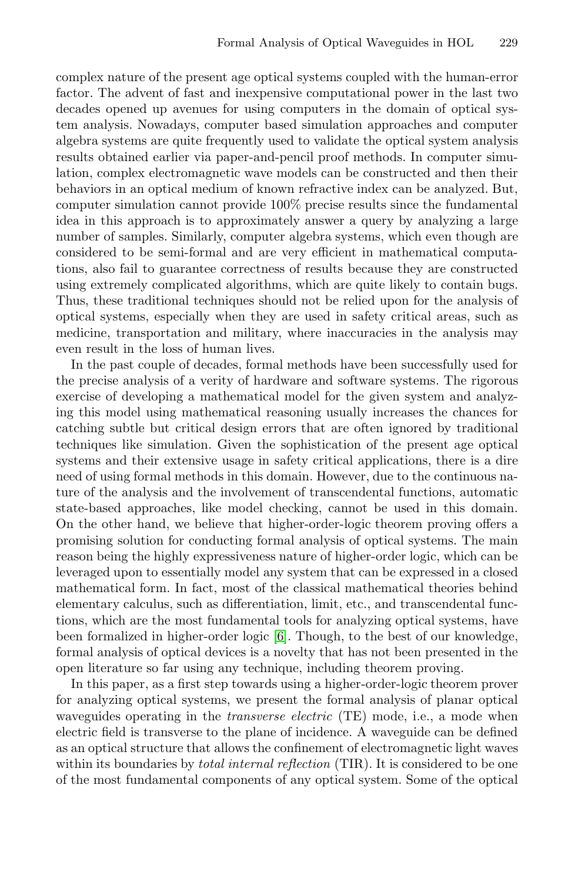complex nature of the present age optical systems coupled with the human-error factor. The advent of fast and inexpensive computational power in the last two decades opened up avenues for using computers in the domain of optical system analysis. Nowadays, computer based simulation approaches and computer algebra systems are quite frequently used to validate the optical system analysis results obtained earlier via paper-and-pencil proof methods. In computer simulation, complex electromagnetic wave models can be constructed and then their behaviors in an optical medium of known refractive index can be analyzed. But, computer simulation cannot provide 100% precise results since the fundamental idea in this approach is to approximately answer a query by analyzing a large number of samples. Similarly, computer algebra systems, which even though are considered to be semi-formal and are very efficient in mathematical computations, also fail to guarantee correctness of results because they are constructed using extremely complicated algorithms, which are quite likely to contain bugs. Thus, these traditional techniques should not be relied upon for the analysis of optical systems, especially when they are used in safety critical areas, such as medicine, transportation and military, where inaccuracies in the analysis may even result in the loss of human lives.

In the past couple of decades, formal methods have been successfully used for the precise analysis of a verity of hardware and software systems. The rigorous exercise of developing a mathematical model for the given system and analyzing this model using mathematical reasoning usually increases the chances for catching subtle but critical design errors that are often ignored by traditional techniques like simulation. Given the sophistication of the present age optical systems and their extensive usage in safety critical applications, there is a dire need of using formal methods in this domain. However, due to the continuous nature of the analysis and the involvement of transcendental functions, automatic state-based approaches, like model checking, cannot be used in this domain. On the other hand, we believe that higher-order-logic theorem proving offers a promising solution for conducting formal analysis of optical systems. The main reason being the highly expressiveness nature of higher-order logic, which can be leveraged upon to essentially model any system that can be expressed in a closed mathematical form. In fact, most of the classical mathematical theories behind elementary calculus, such as differentiation, limit, etc., and transcendental functions, which are the most fundamental tools for analyzing optical systems, have been formalized in higher-order logic [6]. Though, to the best of our knowledge, formal analysis of optical devices is a novelty that has not been presented in the open literature so far using any technique, including theorem proving.

In this paper, as a first step towards using a higher-order-logic theorem prover for analyzing optical systems, we present the formal analysis of planar optical waveguides operating in the *transverse electric* (TE) mode, i.e., a mode when electric field is transverse to the plane of incidence. A waveguide can be defined as an optical structure that allows the confinement of electromagnetic light waves within its boundaries by *total internal reflection* (TIR). It is considered to be one of the most fundamental components of any optical system. Some of the optical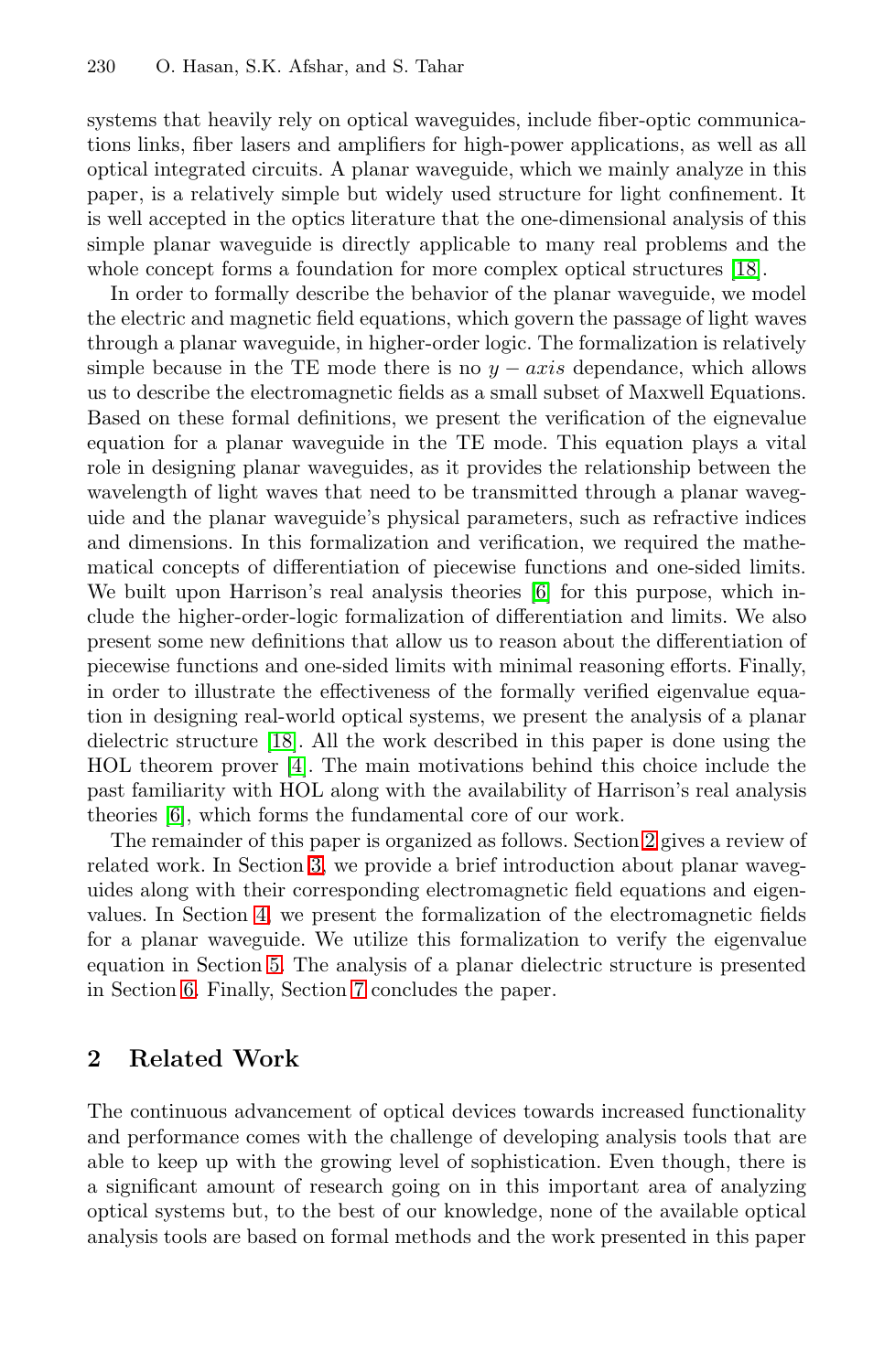systems that heavily rely on optical waveguides, include fiber-optic communications links, fiber lasers and amplifiers for high-power applications, as well as all optical integrated circuits. A planar waveguide, which we mainly analyze in this paper, is a relatively simple but widely used structure for light confinement. It is well accepted in the optics literature that the one-dimensional analysis of this simple planar waveguide is directly applicable to many real problems and the whole concept forms a foundation for more complex optical structures [18].

In order to formally describe the behavior of the planar waveguide, we model the electric and magnetic field equations, which govern the passage of light waves through a planar waveguide, in higher-order logic. The formalization is relatively simple because in the TE mode there is no $y-axis$ dependance, which allows us to describe the electromagnetic fields as a small subset of Maxwell Equations. Based on these formal definitions, we present the verification of the eignevalue equation for a planar waveguide in the TE mode. This equation plays a vital role in designing planar waveguides, as it provides the relationship between the wavelength of light waves that need to be transmitted through a planar waveguide and the planar waveguide's physical parameters, such as refractive indices and dimensions. In this formalization and verification, we required the mathematical concepts of differentiation of piecewise functions and one-sided limits. We built upon Harrison's real analysis theories [6] for this purpose, which include the higher-order-logic formalization of differentiation and limits. We also present some new definitions that allow us to reason about the differentiation of piecewise functions and one-sided limits with minimal reasoning efforts. Finally, in order to illustrate the effectiveness of the formally verified eigenvalue equation in designing real-world optical systems, we present the analysis of a planar dielectric structure [18]. All the work described in this paper is done using the HOL theorem prover [4]. The main motivations behind this choice include the past familiarity with HOL along with the availability of Harrison's real analysis theories [6], which forms the fundamental core of our work.

The remainder of this paper is organized as follows. Section 2 gives a review of related work. In Section 3, we provide a brief introduction about planar waveguides along with their corresponding electromagnetic field equations and eigenvalues. In Section 4, we present the formalization of the electromagnetic fields for a planar waveguide. We utilize this formalization to verify the eigenvalue equation in Section 5. The analysis of a planar dielectric structure is presented in Section 6. Finally, Section 7 concludes the paper.

## 2 Related Work

The continuous advancement of optical devices towards increased functionality and performance comes with the challenge of developing analysis tools that are able to keep up with the growing level of sophistication. Even though, there is a significant amount of research going on in this important area of analyzing optical systems but, to the best of our knowledge, none of the available optical analysis tools are based on formal methods and the work presented in this paper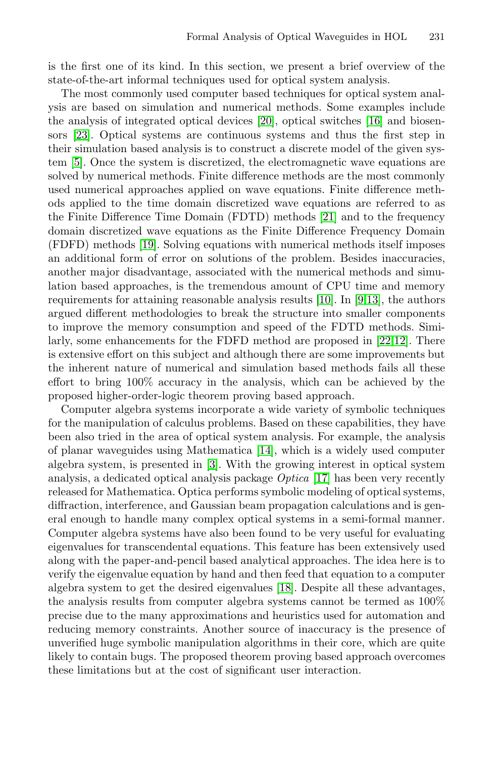is the first one of its kind. In this section, we present a brief overview of the state-of-the-art informal techniques used for optical system analysis.

The most commonly used computer based techniques for optical system analysis are based on simulation and numerical methods. Some examples include the analysis of integrated optical devices [20], optical switches [16] and biosensors [23]. Optical systems are continuous systems and thus the first step in their simulation based analysis is to construct a discrete model of the given system [5]. Once the system is discretized, the electromagnetic wave equations are solved by numerical methods. Finite difference methods are the most commonly used numerical approaches applied on wave equations. Finite difference methods applied to the time domain discretized wave equations are referred to as the Finite Difference Time Domain (FDTD) methods [21] and to the frequency domain discretized wave equations as the Finite Difference Frequency Domain (FDFD) methods [19]. Solving equations with numerical methods itself imposes an additional form of error on solutions of the problem. Besides inaccuracies, another major disadvantage, associated with the numerical methods and simulation based approaches, is the tremendous amount of CPU time and memory requirements for attaining reasonable analysis results [10]. In [9,13], the authors argued different methodologies to break the structure into smaller components to improve the memory consumption and speed of the FDTD methods. Similarly, some enhancements for the FDFD method are proposed in [22,12]. There is extensive effort on this subject and although there are some improvements but the inherent nature of numerical and simulation based methods fails all these effort to bring 100% accuracy in the analysis, which can be achieved by the proposed higher-order-logic theorem proving based approach.

Computer algebra systems incorporate a wide variety of symbolic techniques for the manipulation of calculus problems. Based on these capabilities, they have been also tried in the area of optical system analysis. For example, the analysis of planar waveguides using Mathematica [14], which is a widely used computer algebra system, is presented in [3]. With the growing interest in optical system analysis, a dedicated optical analysis package *Optica* [17] has been very recently released for Mathematica. Optica performs symbolic modeling of optical systems, diffraction, interference, and Gaussian beam propagation calculations and is general enough to handle many complex optical systems in a semi-formal manner. Computer algebra systems have also been found to be very useful for evaluating eigenvalues for transcendental equations. This feature has been extensively used along with the paper-and-pencil based analytical approaches. The idea here is to verify the eigenvalue equation by hand and then feed that equation to a computer algebra system to get the desired eigenvalues [18]. Despite all these advantages, the analysis results from computer algebra systems cannot be termed as 100% precise due to the many approximations and heuristics used for automation and reducing memory constraints. Another source of inaccuracy is the presence of unverified huge symbolic manipulation algorithms in their core, which are quite likely to contain bugs. The proposed theorem proving based approach overcomes these limitations but at the cost of significant user interaction.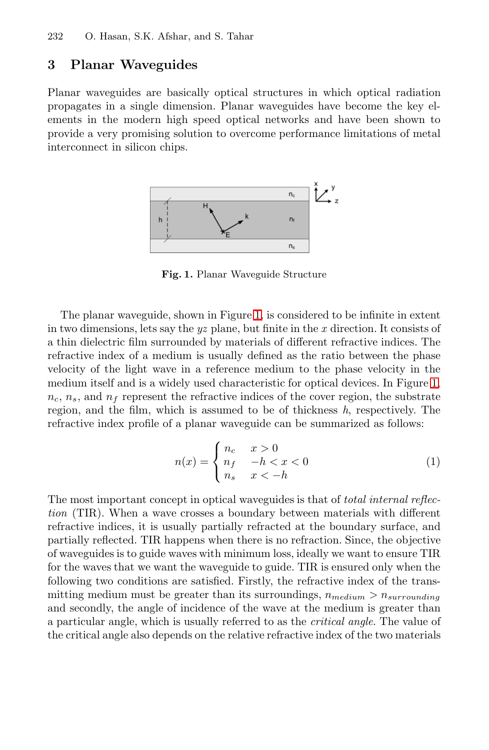## 3 Planar Waveguides

Planar waveguides are basically optical structures in which optical radiation propagates in a single dimension. Planar waveguides have become the key elements in the modern high speed optical networks and have been shown to provide a very promising solution to overcome performance limitations of metal interconnect in silicon chips.

**Fig. 1.** Planar Waveguide Structure

The planar waveguide, shown in Figure 1, is considered to be infinite in extent in two dimensions, lets say the $yz$ plane, but finite in the $x$ direction. It consists of a thin dielectric film surrounded by materials of different refractive indices. The refractive index of a medium is usually defined as the ratio between the phase velocity of the light wave in a reference medium to the phase velocity in the medium itself and is a widely used characteristic for optical devices. In Figure 1, $n_c$, $n_s$, and $n_f$ represent the refractive indices of the cover region, the substrate region, and the film, which is assumed to be of thickness $h$, respectively. The refractive index profile of a planar waveguide can be summarized as follows:

$$n(x) = \begin{cases} n_c & x > 0 \\ n_f & -h < x < 0 \\ n_s & x < -h \end{cases} \tag{1}$$

The most important concept in optical waveguides is that of *total internal reflection* (TIR). When a wave crosses a boundary between materials with different refractive indices, it is usually partially refracted at the boundary surface, and partially reflected. TIR happens when there is no refraction. Since, the objective of waveguides is to guide waves with minimum loss, ideally we want to ensure TIR for the waves that we want the waveguide to guide. TIR is ensured only when the following two conditions are satisfied. Firstly, the refractive index of the transmitting medium must be greater than its surroundings, $n_{medium} > n_{surrounding}$ and secondly, the angle of incidence of the wave at the medium is greater than a particular angle, which is usually referred to as the *critical angle*. The value of the critical angle also depends on the relative refractive index of the two materials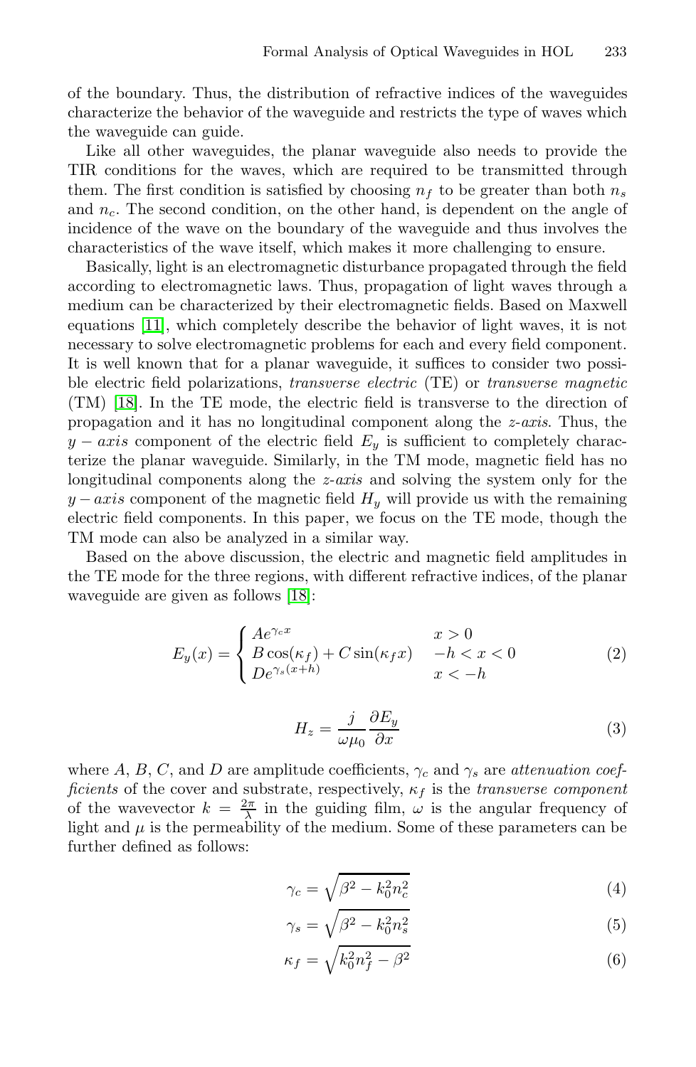of the boundary. Thus, the distribution of refractive indices of the waveguides characterize the behavior of the waveguide and restricts the type of waves which the waveguide can guide.

Like all other waveguides, the planar waveguide also needs to provide the TIR conditions for the waves, which are required to be transmitted through them. The first condition is satisfied by choosing $n_f$ to be greater than both $n_s$ and $n_c$. The second condition, on the other hand, is dependent on the angle of incidence of the wave on the boundary of the waveguide and thus involves the characteristics of the wave itself, which makes it more challenging to ensure.

Basically, light is an electromagnetic disturbance propagated through the field according to electromagnetic laws. Thus, propagation of light waves through a medium can be characterized by their electromagnetic fields. Based on Maxwell equations [11], which completely describe the behavior of light waves, it is not necessary to solve electromagnetic problems for each and every field component. It is well known that for a planar waveguide, it suffices to consider two possible electric field polarizations, *transverse electric* (TE) or *transverse magnetic* (TM) [18]. In the TE mode, the electric field is transverse to the direction of propagation and it has no longitudinal component along the *z-axis*. Thus, the $y - axis$ component of the electric field $E_y$ is sufficient to completely characterize the planar waveguide. Similarly, in the TM mode, magnetic field has no longitudinal components along the *z-axis* and solving the system only for the $y - axis$ component of the magnetic field $H_y$ will provide us with the remaining electric field components. In this paper, we focus on the TE mode, though the TM mode can also be analyzed in a similar way.

Based on the above discussion, the electric and magnetic field amplitudes in the TE mode for the three regions, with different refractive indices, of the planar waveguide are given as follows [18]:

$$E_y(x) = \begin{cases} Ae^{\gamma_c x} & x > 0 \\ B\cos(\kappa_f) + C\sin(\kappa_f x) & -h < x < 0 \\ De^{\gamma_s (x+h)} & x < -h \end{cases} \tag{2}$$

$$H_z = \frac{j}{\omega \mu_0} \frac{\partial E_y}{\partial x} \tag{3}$$

where $A$, $B$, $C$, and $D$ are amplitude coefficients, $\gamma_c$ and $\gamma_s$ are *attenuation coefficients* of the cover and substrate, respectively, $\kappa_f$ is the *transverse component* of the wavevector $k = \frac{2\pi}{\lambda}$ in the guiding film, $\omega$ is the angular frequency of light and $\mu$ is the permeability of the medium. Some of these parameters can be further defined as follows:

$$\gamma_c = \sqrt{\beta^2 - k_0^2 n_c^2} \tag{4}$$

$$\gamma_s = \sqrt{\beta^2 - k_0^2 n_s^2} \tag{5}$$

$$\kappa_f = \sqrt{k_0^2 n_f^2 - \beta^2} \tag{6}$$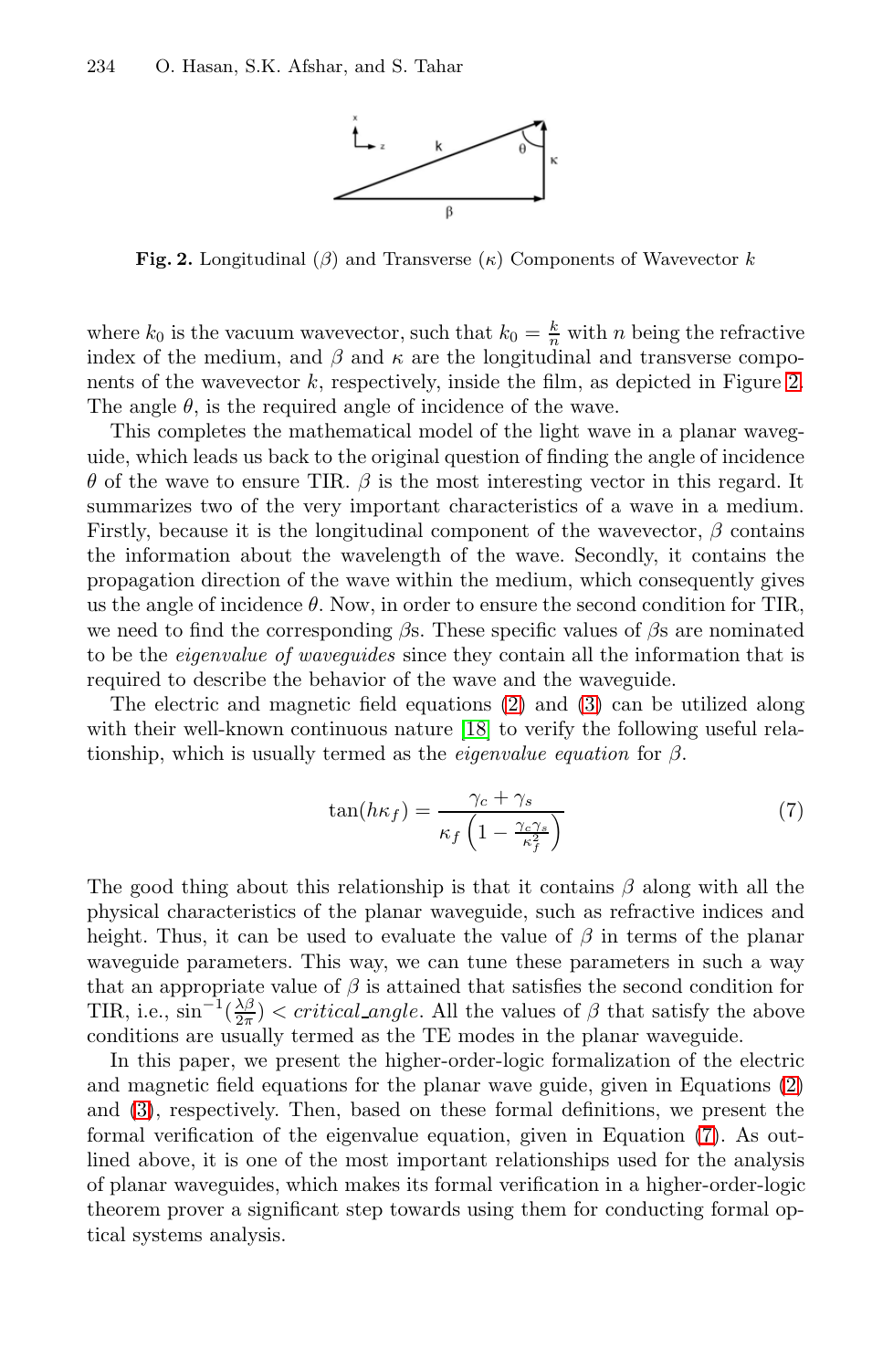**Fig. 2.** Longitudinal ($\beta$) and Transverse ($\kappa$) Components of Wavevector $k$

where $k_0$ is the vacuum wavevector, such that $k_0 = \frac{k}{n}$ with $n$ being the refractive index of the medium, and $\beta$ and $\kappa$ are the longitudinal and transverse components of the wavevector $k$, respectively, inside the film, as depicted in Figure 2. The angle $\theta$, is the required angle of incidence of the wave.

This completes the mathematical model of the light wave in a planar waveguide, which leads us back to the original question of finding the angle of incidence $\theta$ of the wave to ensure TIR. $\beta$ is the most interesting vector in this regard. It summarizes two of the very important characteristics of a wave in a medium. Firstly, because it is the longitudinal component of the wavevector, $\beta$ contains the information about the wavelength of the wave. Secondly, it contains the propagation direction of the wave within the medium, which consequently gives us the angle of incidence $\theta$. Now, in order to ensure the second condition for TIR, we need to find the corresponding $\beta$s. These specific values of $\beta$s are nominated to be the *eigenvalue of waveguides* since they contain all the information that is required to describe the behavior of the wave and the waveguide.

The electric and magnetic field equations (2) and (3) can be utilized along with their well-known continuous nature [18] to verify the following useful relationship, which is usually termed as the *eigenvalue equation* for $\beta$.

$$\tan(h\kappa_f) = \frac{\gamma_c + \gamma_s}{\kappa_f \left(1 - \frac{\gamma_c \gamma_s}{\kappa_f^2}\right)} \tag{7}$$

The good thing about this relationship is that it contains $\beta$ along with all the physical characteristics of the planar waveguide, such as refractive indices and height. Thus, it can be used to evaluate the value of $\beta$ in terms of the planar waveguide parameters. This way, we can tune these parameters in such a way that an appropriate value of $\beta$ is attained that satisfies the second condition for TIR, i.e., $\sin^{-1}(\frac{\lambda\beta}{2\pi}) < critical\_angle$. All the values of $\beta$ that satisfy the above conditions are usually termed as the TE modes in the planar waveguide.

In this paper, we present the higher-order-logic formalization of the electric and magnetic field equations for the planar wave guide, given in Equations (2) and (3), respectively. Then, based on these formal definitions, we present the formal verification of the eigenvalue equation, given in Equation (7). As outlined above, it is one of the most important relationships used for the analysis of planar waveguides, which makes its formal verification in a higher-order-logic theorem prover a significant step towards using them for conducting formal optical systems analysis.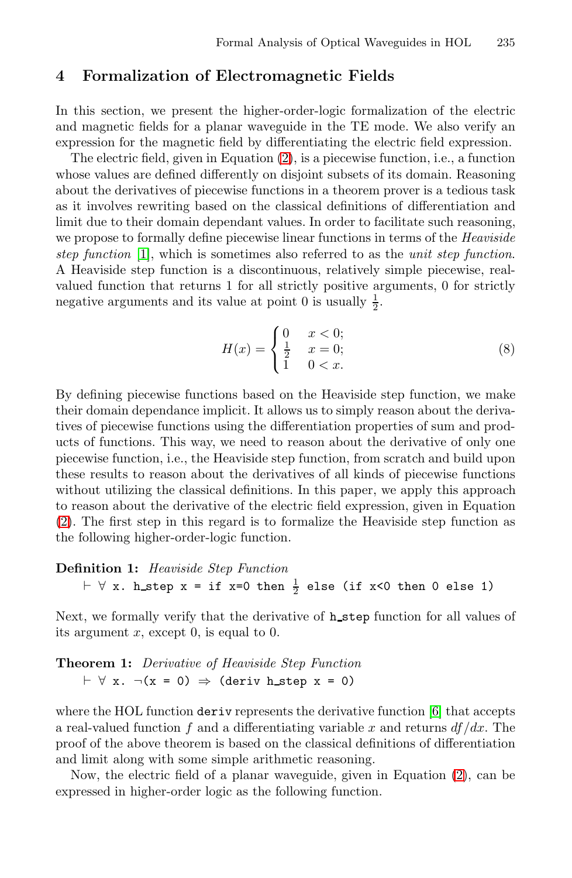## 4 Formalization of Electromagnetic Fields

In this section, we present the higher-order-logic formalization of the electric and magnetic fields for a planar waveguide in the TE mode. We also verify an expression for the magnetic field by differentiating the electric field expression.

The electric field, given in Equation (2), is a piecewise function, i.e., a function whose values are defined differently on disjoint subsets of its domain. Reasoning about the derivatives of piecewise functions in a theorem prover is a tedious task as it involves rewriting based on the classical definitions of differentiation and limit due to their domain dependant values. In order to facilitate such reasoning, we propose to formally define piecewise linear functions in terms of the *Heaviside step function* [1], which is sometimes also referred to as the *unit step function*. A Heaviside step function is a discontinuous, relatively simple piecewise, real-valued function that returns 1 for all strictly positive arguments, 0 for strictly negative arguments and its value at point 0 is usually $\frac{1}{2}$.

$$H(x) = \begin{cases} 0 & x < 0; \\ \frac{1}{2} & x = 0; \\ 1 & 0 < x. \end{cases} \tag{8}$$

By defining piecewise functions based on the Heaviside step function, we make their domain dependance implicit. It allows us to simply reason about the derivatives of piecewise functions using the differentiation properties of sum and products of functions. This way, we need to reason about the derivative of only one piecewise function, i.e., the Heaviside step function, from scratch and build upon these results to reason about the derivatives of all kinds of piecewise functions without utilizing the classical definitions. In this paper, we apply this approach to reason about the derivative of the electric field expression, given in Equation (2). The first step in this regard is to formalize the Heaviside step function as the following higher-order-logic function.

**Definition 1:** *Heaviside Step Function*

```
⊢ ∀ x. h_step x = if x=0 then ½ else (if x<0 then 0 else 1)
```

Next, we formally verify that the derivative of `h_step` function for all values of its argument $x$, except 0, is equal to 0.

**Theorem 1:** *Derivative of Heaviside Step Function*

```
⊢ ∀ x. ¬(x = 0) ⇒ (deriv h_step x = 0)
```

where the HOL function `deriv` represents the derivative function [6] that accepts a real-valued function $f$ and a differentiating variable $x$ and returns $df/dx$. The proof of the above theorem is based on the classical definitions of differentiation and limit along with some simple arithmetic reasoning.

Now, the electric field of a planar waveguide, given in Equation (2), can be expressed in higher-order logic as the following function.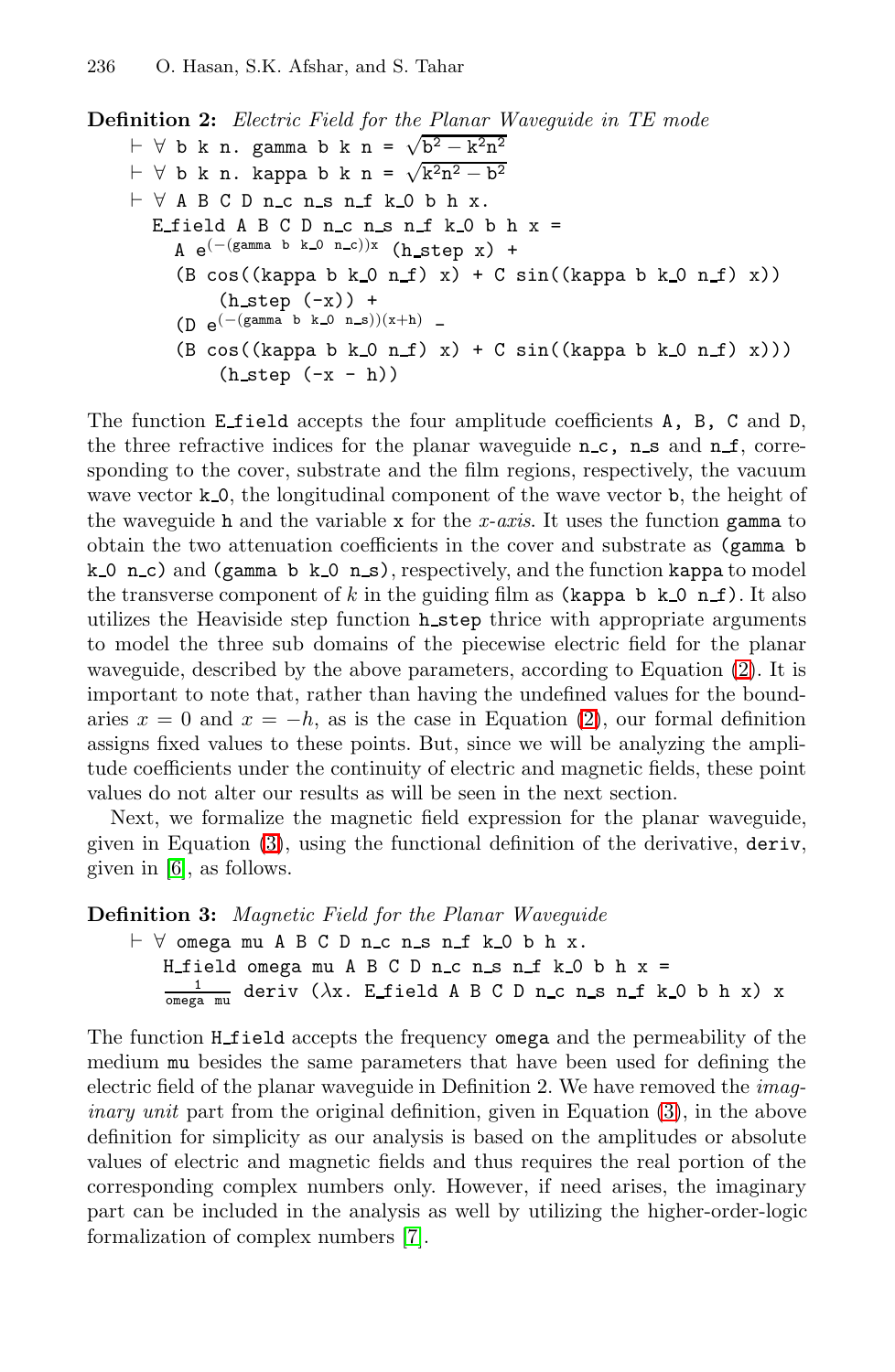**Definition 2:** *Electric Field for the Planar Waveguide in TE mode*

```
⊢ ∀ b k n. gamma b k n = √(b² − k²n²)
⊢ ∀ b k n. kappa b k n = √(k²n² − b²)
⊢ ∀ A B C D n_c n_s n_f k_0 b h x.
   E_field A B C D n_c n_s n_f k_0 b h x =
     A e^(−(gamma b k_0 n_c))x (h_step x) +
     (B cos((kappa b k_0 n_f) x) + C sin((kappa b k_0 n_f) x))
         (h_step (-x)) +
     (D e^(−(gamma b k_0 n_s))(x+h) −
     (B cos((kappa b k_0 n_f) x) + C sin((kappa b k_0 n_f) x)))
         (h_step (-x - h))
```

The function `E_field` accepts the four amplitude coefficients `A, B, C` and `D`, the three refractive indices for the planar waveguide `n_c, n_s` and `n_f`, corresponding to the cover, substrate and the film regions, respectively, the vacuum wave vector `k_0`, the longitudinal component of the wave vector `b`, the height of the waveguide `h` and the variable `x` for the *x-axis*. It uses the function `gamma` to obtain the two attenuation coefficients in the cover and substrate as `(gamma b k_0 n_c)` and `(gamma b k_0 n_s)`, respectively, and the function `kappa` to model the transverse component of $k$ in the guiding film as `(kappa b k_0 n_f)`. It also utilizes the Heaviside step function `h_step` thrice with appropriate arguments to model the three sub domains of the piecewise electric field for the planar waveguide, described by the above parameters, according to Equation (2). It is important to note that, rather than having the undefined values for the boundaries $x = 0$ and $x = -h$, as is the case in Equation (2), our formal definition assigns fixed values to these points. But, since we will be analyzing the amplitude coefficients under the continuity of electric and magnetic fields, these point values do not alter our results as will be seen in the next section.

Next, we formalize the magnetic field expression for the planar waveguide, given in Equation (3), using the functional definition of the derivative, `deriv`, given in [6], as follows.

**Definition 3:** *Magnetic Field for the Planar Waveguide*

```
⊢ ∀ omega mu A B C D n_c n_s n_f k_0 b h x.
   H_field omega mu A B C D n_c n_s n_f k_0 b h x =
   1/(omega mu) deriv (λx. E_field A B C D n_c n_s n_f k_0 b h x) x
```

The function `H_field` accepts the frequency `omega` and the permeability of the medium `mu` besides the same parameters that have been used for defining the electric field of the planar waveguide in Definition 2. We have removed the *imaginary unit* part from the original definition, given in Equation (3), in the above definition for simplicity as our analysis is based on the amplitudes or absolute values of electric and magnetic fields and thus requires the real portion of the corresponding complex numbers only. However, if need arises, the imaginary part can be included in the analysis as well by utilizing the higher-order-logic formalization of complex numbers [7].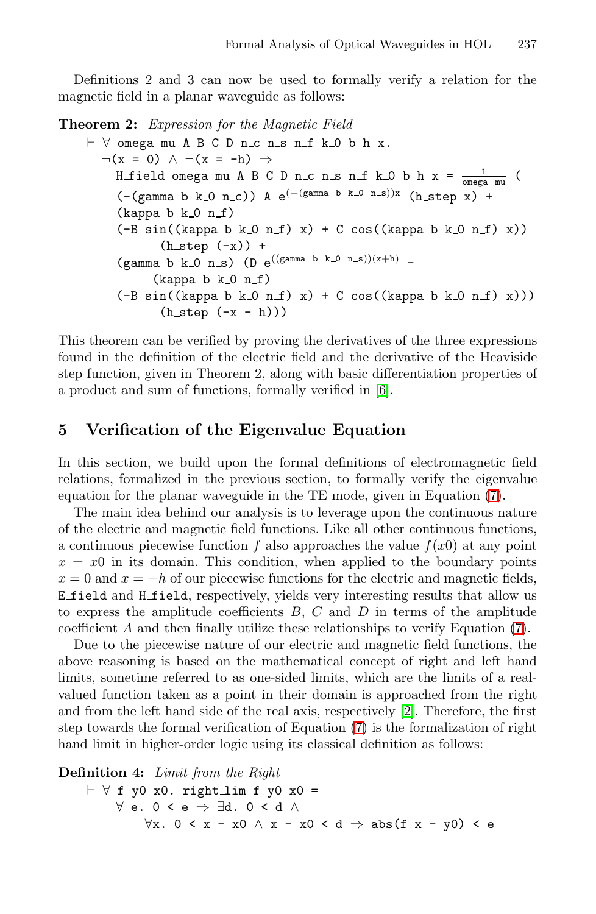Definitions 2 and 3 can now be used to formally verify a relation for the magnetic field in a planar waveguide as follows:

**Theorem 2:** *Expression for the Magnetic Field*

```
⊢ ∀ omega mu A B C D n_c n_s n_f k_0 b h x.
  ¬(x = 0) ∧ ¬(x = -h) ⇒
    H_field omega mu A B C D n_c n_s n_f k_0 b h x = 1/(omega mu) (
    (-(gamma b k_0 n_c)) A e^((-(gamma b k_0 n_s))x) (h_step x) +
    (kappa b k_0 n_f)
    (-B sin((kappa b k_0 n_f) x) + C cos((kappa b k_0 n_f) x))
          (h_step (-x)) +
    (gamma b k_0 n_s) (D e^(((gamma b k_0 n_s))(x+h)) -
         (kappa b k_0 n_f)
    (-B sin((kappa b k_0 n_f) x) + C cos((kappa b k_0 n_f) x)))
          (h_step (-x - h)))
```

This theorem can be verified by proving the derivatives of the three expressions found in the definition of the electric field and the derivative of the Heaviside step function, given in Theorem 2, along with basic differentiation properties of a product and sum of functions, formally verified in [6].

## 5 Verification of the Eigenvalue Equation

In this section, we build upon the formal definitions of electromagnetic field relations, formalized in the previous section, to formally verify the eigenvalue equation for the planar waveguide in the TE mode, given in Equation (7).

The main idea behind our analysis is to leverage upon the continuous nature of the electric and magnetic field functions. Like all other continuous functions, a continuous piecewise function $f$ also approaches the value $f(x0)$ at any point $x = x0$ in its domain. This condition, when applied to the boundary points $x = 0$ and $x = -h$ of our piecewise functions for the electric and magnetic fields, `E_field` and `H_field`, respectively, yields very interesting results that allow us to express the amplitude coefficients $B$, $C$ and $D$ in terms of the amplitude coefficient $A$ and then finally utilize these relationships to verify Equation (7).

Due to the piecewise nature of our electric and magnetic field functions, the above reasoning is based on the mathematical concept of right and left hand limits, sometime referred to as one-sided limits, which are the limits of a real-valued function taken as a point in their domain is approached from the right and from the left hand side of the real axis, respectively [2]. Therefore, the first step towards the formal verification of Equation (7) is the formalization of right hand limit in higher-order logic using its classical definition as follows:

**Definition 4:** *Limit from the Right*

```
⊢ ∀ f y0 x0. right_lim f y0 x0 =
    ∀ e. 0 < e ⇒ ∃d. 0 < d ∧
       ∀x. 0 < x - x0 ∧ x - x0 < d ⇒ abs(f x - y0) < e
```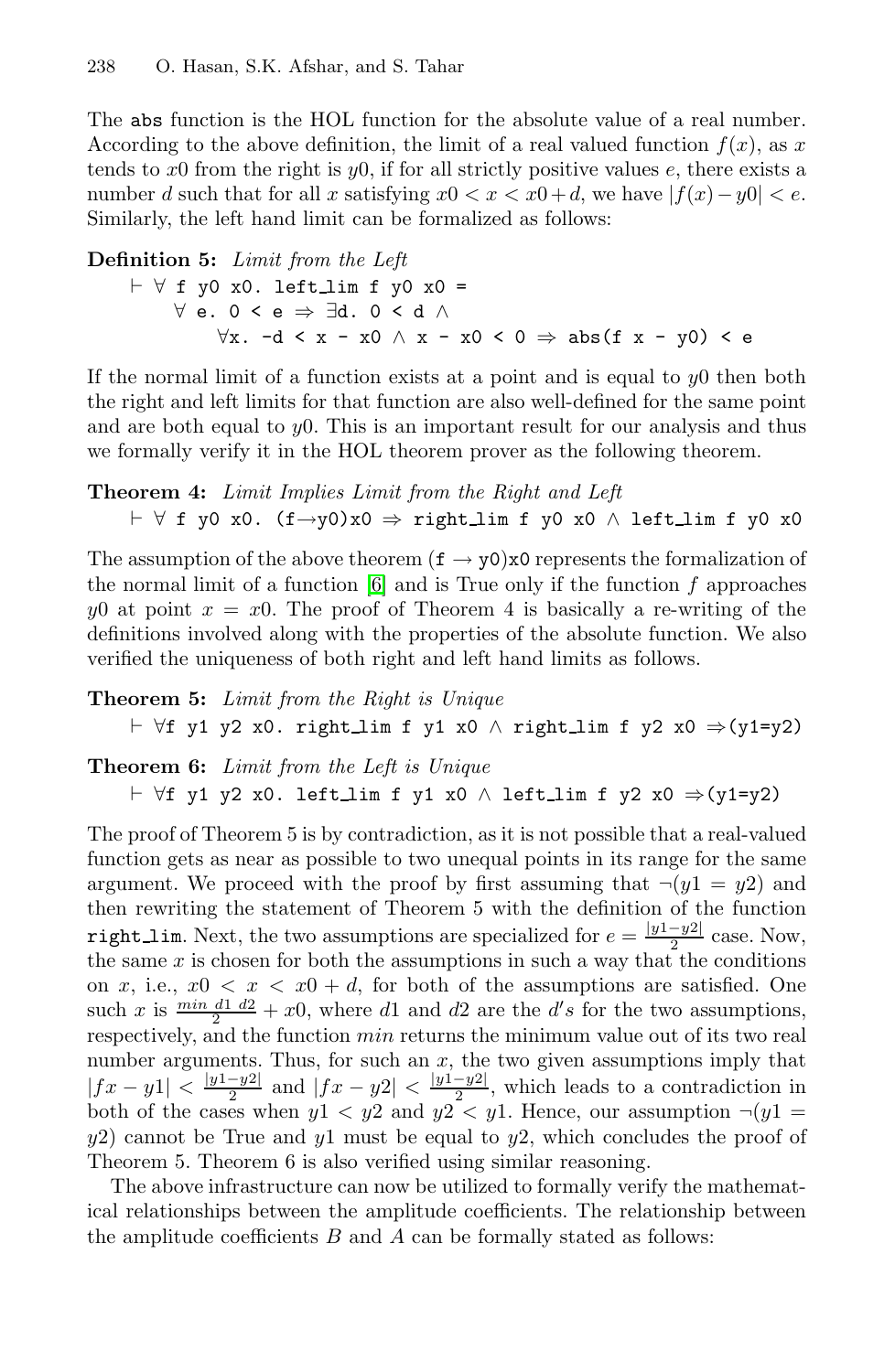The abs function is the HOL function for the absolute value of a real number. According to the above definition, the limit of a real valued function $f(x)$, as $x$ tends to $x0$ from the right is $y0$, if for all strictly positive values $e$, there exists a number $d$ such that for all $x$ satisfying $x0 < x < x0+d$, we have $|f(x)-y0| < e$. Similarly, the left hand limit can be formalized as follows:

**Definition 5:** *Limit from the Left*

```
⊢ ∀ f y0 x0. left_lim f y0 x0 =
     ∀ e. 0 < e ⇒ ∃d. 0 < d ∧
         ∀x. -d < x - x0 ∧ x - x0 < 0 ⇒ abs(f x - y0) < e
```

If the normal limit of a function exists at a point and is equal to $y0$ then both the right and left limits for that function are also well-defined for the same point and are both equal to $y0$. This is an important result for our analysis and thus we formally verify it in the HOL theorem prover as the following theorem.

**Theorem 4:** *Limit Implies Limit from the Right and Left*

```
⊢ ∀ f y0 x0. (f→y0)x0 ⇒ right_lim f y0 x0 ∧ left_lim f y0 x0
```

The assumption of the above theorem (f → y0)x0 represents the formalization of the normal limit of a function [6] and is True only if the function $f$ approaches $y0$ at point $x = x0$. The proof of Theorem 4 is basically a re-writing of the definitions involved along with the properties of the absolute function. We also verified the uniqueness of both right and left hand limits as follows.

**Theorem 5:** *Limit from the Right is Unique*

```
⊢ ∀f y1 y2 x0. right_lim f y1 x0 ∧ right_lim f y2 x0 ⇒(y1=y2)
```

**Theorem 6:** *Limit from the Left is Unique*

```
⊢ ∀f y1 y2 x0. left_lim f y1 x0 ∧ left_lim f y2 x0 ⇒(y1=y2)
```

The proof of Theorem 5 is by contradiction, as it is not possible that a real-valued function gets as near as possible to two unequal points in its range for the same argument. We proceed with the proof by first assuming that $\neg(y1 = y2)$ and then rewriting the statement of Theorem 5 with the definition of the function right_lim. Next, the two assumptions are specialized for $e = \frac{|y1-y2|}{2}$ case. Now, the same $x$ is chosen for both the assumptions in such a way that the conditions on $x$, i.e., $x0 < x < x0 + d$, for both of the assumptions are satisfied. One such $x$ is $\frac{min\ d1\ d2}{2} + x0$, where $d1$ and $d2$ are the $d's$ for the two assumptions, respectively, and the function $min$ returns the minimum value out of its two real number arguments. Thus, for such an $x$, the two given assumptions imply that $|fx - y1| < \frac{|y1-y2|}{2}$ and $|fx - y2| < \frac{|y1-y2|}{2}$, which leads to a contradiction in both of the cases when $y1 < y2$ and $y2 < y1$. Hence, our assumption $\neg(y1 = y2)$ cannot be True and $y1$ must be equal to $y2$, which concludes the proof of Theorem 5. Theorem 6 is also verified using similar reasoning.

The above infrastructure can now be utilized to formally verify the mathematical relationships between the amplitude coefficients. The relationship between the amplitude coefficients $B$ and $A$ can be formally stated as follows: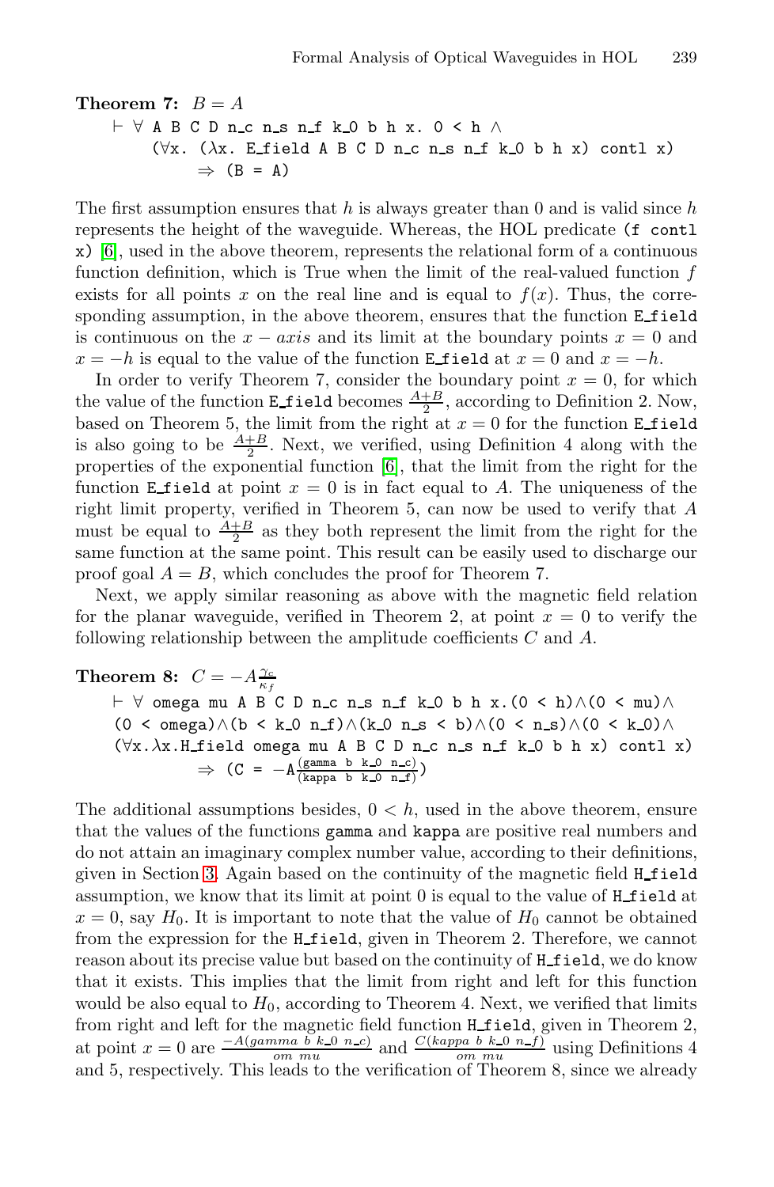**Theorem 7:** $B = A$

```
⊢ ∀ A B C D n_c n_s n_f k_0 b h x. 0 < h ∧
    (∀x. (λx. E_field A B C D n_c n_s n_f k_0 b h x) contl x)
        ⇒ (B = A)
```

The first assumption ensures that $h$ is always greater than 0 and is valid since $h$ represents the height of the waveguide. Whereas, the HOL predicate (`f contl x`) [6], used in the above theorem, represents the relational form of a continuous function definition, which is True when the limit of the real-valued function $f$ exists for all points $x$ on the real line and is equal to $f(x)$. Thus, the corresponding assumption, in the above theorem, ensures that the function `E_field` is continuous on the $x - axis$ and its limit at the boundary points $x = 0$ and $x = -h$ is equal to the value of the function `E_field` at $x = 0$ and $x = -h$.

In order to verify Theorem 7, consider the boundary point $x = 0$, for which the value of the function `E_field` becomes $\frac{A+B}{2}$, according to Definition 2. Now, based on Theorem 5, the limit from the right at $x = 0$ for the function `E_field` is also going to be $\frac{A+B}{2}$. Next, we verified, using Definition 4 along with the properties of the exponential function [6], that the limit from the right for the function `E_field` at point $x = 0$ is in fact equal to $A$. The uniqueness of the right limit property, verified in Theorem 5, can now be used to verify that $A$ must be equal to $\frac{A+B}{2}$ as they both represent the limit from the right for the same function at the same point. This result can be easily used to discharge our proof goal $A = B$, which concludes the proof for Theorem 7.

Next, we apply similar reasoning as above with the magnetic field relation for the planar waveguide, verified in Theorem 2, at point $x = 0$ to verify the following relationship between the amplitude coefficients $C$ and $A$.

**Theorem 8:** $C = -A\frac{\gamma_c}{\kappa_f}$

```
⊢ ∀ omega mu A B C D n_c n_s n_f k_0 b h x.(0 < h)∧(0 < mu)∧
(0 < omega)∧(b < k_0 n_f)∧(k_0 n_s < b)∧(0 < n_s)∧(0 < k_0)∧
(∀x.λx.H_field omega mu A B C D n_c n_s n_f k_0 b h x) contl x)
        ⇒ (C = -A (gamma b k_0 n_c)/(kappa b k_0 n_f))
```

The additional assumptions besides, $0 < h$, used in the above theorem, ensure that the values of the functions `gamma` and `kappa` are positive real numbers and do not attain an imaginary complex number value, according to their definitions, given in Section 3. Again based on the continuity of the magnetic field `H_field` assumption, we know that its limit at point 0 is equal to the value of `H_field` at $x = 0$, say $H_0$. It is important to note that the value of $H_0$ cannot be obtained from the expression for the `H_field`, given in Theorem 2. Therefore, we cannot reason about its precise value but based on the continuity of `H_field`, we do know that it exists. This implies that the limit from right and left for this function would be also equal to $H_0$, according to Theorem 4. Next, we verified that limits from right and left for the magnetic field function `H_field`, given in Theorem 2, at point $x = 0$ are $\frac{-A(gamma\ b\ k\_0\ n\_c)}{om\ mu}$ and $\frac{C(kappa\ b\ k\_0\ n\_f)}{om\ mu}$ using Definitions 4 and 5, respectively. This leads to the verification of Theorem 8, since we already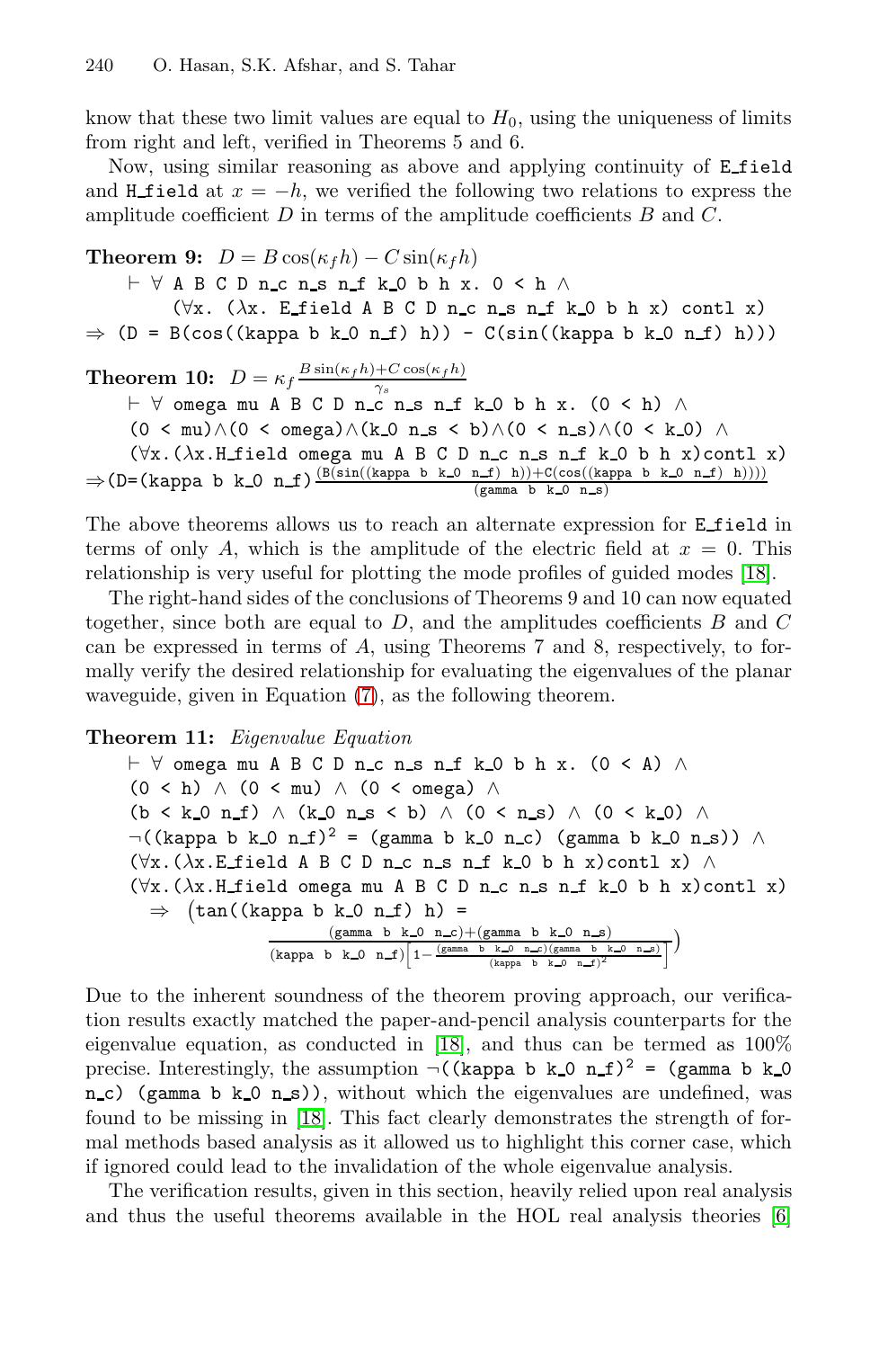know that these two limit values are equal to $H_0$, using the uniqueness of limits from right and left, verified in Theorems 5 and 6.

Now, using similar reasoning as above and applying continuity of E_field and H_field at $x = -h$, we verified the following two relations to express the amplitude coefficient $D$ in terms of the amplitude coefficients $B$ and $C$.

**Theorem 9:** $D = B\cos(\kappa_f h) - C\sin(\kappa_f h)$

```
  ⊢ ∀ A B C D n_c n_s n_f k_0 b h x. 0 < h ∧
      (∀x. (λx. E_field A B C D n_c n_s n_f k_0 b h x) contl x)
⇒ (D = B(cos((kappa b k_0 n_f) h)) - C(sin((kappa b k_0 n_f) h)))
```

**Theorem 10:** $D = \kappa_f \frac{B\sin(\kappa_f h) + C\cos(\kappa_f h)}{\gamma_s}$

```
  ⊢ ∀ omega mu A B C D n_c n_s n_f k_0 b h x. (0 < h) ∧
  (0 < mu)∧(0 < omega)∧(k_0 n_s < b)∧(0 < n_s)∧(0 < k_0) ∧
  (∀x.(λx.H_field omega mu A B C D n_c n_s n_f k_0 b h x)contl x)
⇒(D=(kappa b k_0 n_f)(B(sin((kappa b k_0 n_f) h))+C(cos((kappa b k_0 n_f) h))))
                          / (gamma b k_0 n_s)
```

The above theorems allows us to reach an alternate expression for E_field in terms of only $A$, which is the amplitude of the electric field at $x = 0$. This relationship is very useful for plotting the mode profiles of guided modes [18].

The right-hand sides of the conclusions of Theorems 9 and 10 can now equated together, since both are equal to $D$, and the amplitudes coefficients $B$ and $C$ can be expressed in terms of $A$, using Theorems 7 and 8, respectively, to formally verify the desired relationship for evaluating the eigenvalues of the planar waveguide, given in Equation (7), as the following theorem.

**Theorem 11:** *Eigenvalue Equation*

```
  ⊢ ∀ omega mu A B C D n_c n_s n_f k_0 b h x. (0 < A) ∧
  (0 < h) ∧ (0 < mu) ∧ (0 < omega) ∧
  (b < k_0 n_f) ∧ (k_0 n_s < b) ∧ (0 < n_s) ∧ (0 < k_0) ∧
  ¬((kappa b k_0 n_f)^2 = (gamma b k_0 n_c) (gamma b k_0 n_s)) ∧
  (∀x.(λx.E_field A B C D n_c n_s n_f k_0 b h x)contl x) ∧
  (∀x.(λx.H_field omega mu A B C D n_c n_s n_f k_0 b h x)contl x)
    ⇒ (tan((kappa b k_0 n_f) h) =
         ((gamma b k_0 n_c)+(gamma b k_0 n_s)) /
         ((kappa b k_0 n_f)[1 - ((gamma b k_0 n_c)(gamma b k_0 n_s)) / (kappa b k_0 n_f)^2]))
```

Due to the inherent soundness of the theorem proving approach, our verification results exactly matched the paper-and-pencil analysis counterparts for the eigenvalue equation, as conducted in [18], and thus can be termed as 100% precise. Interestingly, the assumption `¬((kappa b k_0 n_f)^2 = (gamma b k_0 n_c) (gamma b k_0 n_s))`, without which the eigenvalues are undefined, was found to be missing in [18]. This fact clearly demonstrates the strength of formal methods based analysis as it allowed us to highlight this corner case, which if ignored could lead to the invalidation of the whole eigenvalue analysis.

The verification results, given in this section, heavily relied upon real analysis and thus the useful theorems available in the HOL real analysis theories [6]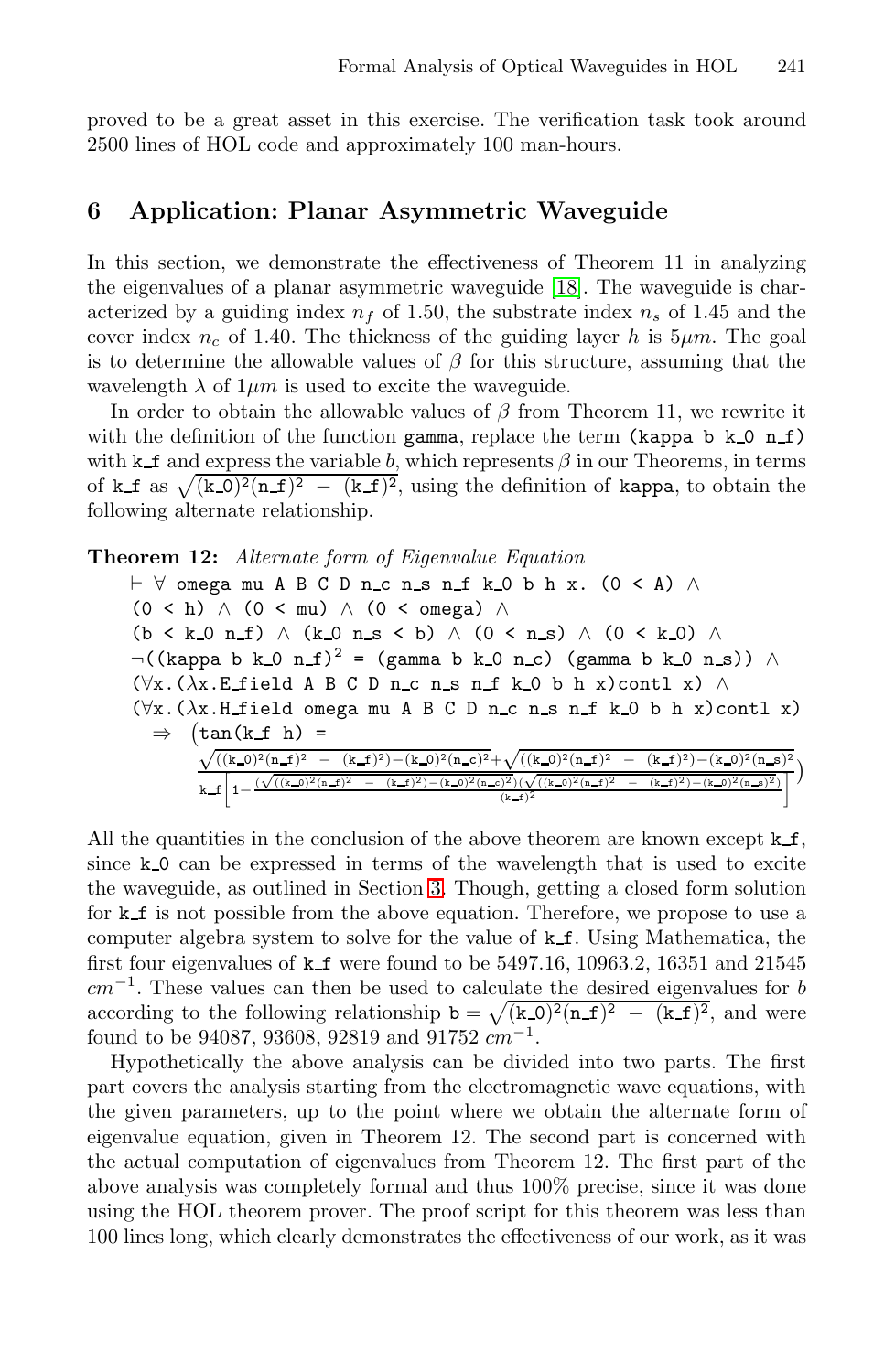proved to be a great asset in this exercise. The verification task took around 2500 lines of HOL code and approximately 100 man-hours.

## 6 Application: Planar Asymmetric Waveguide

In this section, we demonstrate the effectiveness of Theorem 11 in analyzing the eigenvalues of a planar asymmetric waveguide [18]. The waveguide is characterized by a guiding index $n_f$ of 1.50, the substrate index $n_s$ of 1.45 and the cover index $n_c$ of 1.40. The thickness of the guiding layer $h$ is $5\mu m$. The goal is to determine the allowable values of $\beta$ for this structure, assuming that the wavelength $\lambda$ of $1\mu m$ is used to excite the waveguide.

In order to obtain the allowable values of $\beta$ from Theorem 11, we rewrite it with the definition of the function `gamma`, replace the term `(kappa b k_0 n_f)` with `k_f` and express the variable $b$, which represents $\beta$ in our Theorems, in terms of `k_f` as $\sqrt{(\texttt{k\_0})^2(\texttt{n\_f})^2 - (\texttt{k\_f})^2}$, using the definition of `kappa`, to obtain the following alternate relationship.

**Theorem 12:** *Alternate form of Eigenvalue Equation*

```
⊢ ∀ omega mu A B C D n_c n_s n_f k_0 b h x. (0 < A) ∧
  (0 < h) ∧ (0 < mu) ∧ (0 < omega) ∧
  (b < k_0 n_f) ∧ (k_0 n_s < b) ∧ (0 < n_s) ∧ (0 < k_0) ∧
  ¬((kappa b k_0 n_f)^2 = (gamma b k_0 n_c) (gamma b k_0 n_s)) ∧
  (∀x.(λx.E_field A B C D n_c n_s n_f k_0 b h x)contl x) ∧
  (∀x.(λx.H_field omega mu A B C D n_c n_s n_f k_0 b h x)contl x)
    ⇒ (tan(k_f h) =
```

$$\frac{\sqrt{((\texttt{k\_0})^2(\texttt{n\_f})^2 - (\texttt{k\_f})^2)-(\texttt{k\_0})^2(\texttt{n\_c})^2}+\sqrt{((\texttt{k\_0})^2(\texttt{n\_f})^2 - (\texttt{k\_f})^2)-(\texttt{k\_0})^2(\texttt{n\_s})^2}}{\texttt{k\_f}\left[1-\frac{(\sqrt{((\texttt{k\_0})^2(\texttt{n\_f})^2 - (\texttt{k\_f})^2)-(\texttt{k\_0})^2(\texttt{n\_c})^2})(\sqrt{((\texttt{k\_0})^2(\texttt{n\_f})^2 - (\texttt{k\_f})^2)-(\texttt{k\_0})^2(\texttt{n\_s})^2})}{(\texttt{k\_f})^2}\right]})$$

All the quantities in the conclusion of the above theorem are known except `k_f`, since `k_0` can be expressed in terms of the wavelength that is used to excite the waveguide, as outlined in Section 3. Though, getting a closed form solution for `k_f` is not possible from the above equation. Therefore, we propose to use a computer algebra system to solve for the value of `k_f`. Using Mathematica, the first four eigenvalues of `k_f` were found to be 5497.16, 10963.2, 16351 and 21545 $cm^{-1}$. These values can then be used to calculate the desired eigenvalues for $b$ according to the following relationship $\texttt{b} = \sqrt{(\texttt{k\_0})^2(\texttt{n\_f})^2 - (\texttt{k\_f})^2}$, and were found to be 94087, 93608, 92819 and 91752 $cm^{-1}$.

Hypothetically the above analysis can be divided into two parts. The first part covers the analysis starting from the electromagnetic wave equations, with the given parameters, up to the point where we obtain the alternate form of eigenvalue equation, given in Theorem 12. The second part is concerned with the actual computation of eigenvalues from Theorem 12. The first part of the above analysis was completely formal and thus 100% precise, since it was done using the HOL theorem prover. The proof script for this theorem was less than 100 lines long, which clearly demonstrates the effectiveness of our work, as it was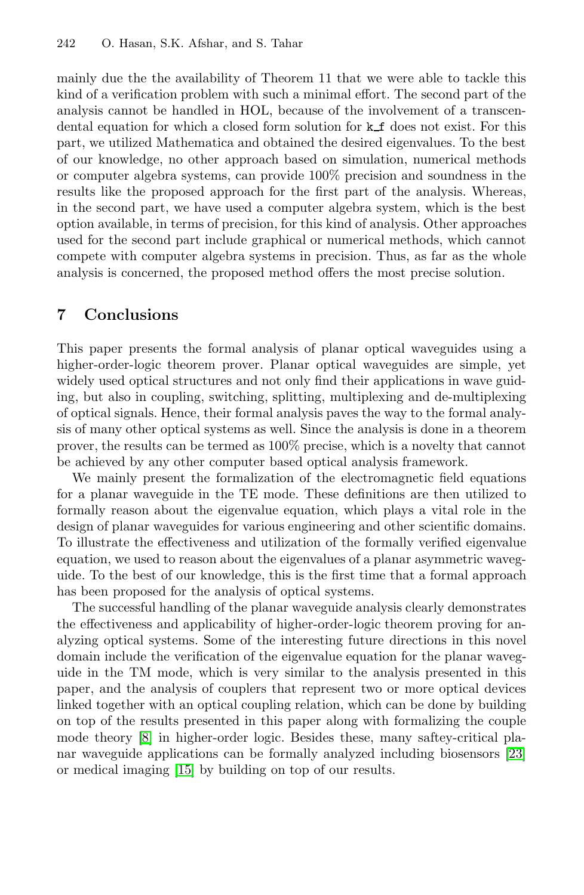mainly due the the availability of Theorem 11 that we were able to tackle this kind of a verification problem with such a minimal effort. The second part of the analysis cannot be handled in HOL, because of the involvement of a transcendental equation for which a closed form solution for `k_f` does not exist. For this part, we utilized Mathematica and obtained the desired eigenvalues. To the best of our knowledge, no other approach based on simulation, numerical methods or computer algebra systems, can provide 100% precision and soundness in the results like the proposed approach for the first part of the analysis. Whereas, in the second part, we have used a computer algebra system, which is the best option available, in terms of precision, for this kind of analysis. Other approaches used for the second part include graphical or numerical methods, which cannot compete with computer algebra systems in precision. Thus, as far as the whole analysis is concerned, the proposed method offers the most precise solution.

## 7 Conclusions

This paper presents the formal analysis of planar optical waveguides using a higher-order-logic theorem prover. Planar optical waveguides are simple, yet widely used optical structures and not only find their applications in wave guiding, but also in coupling, switching, splitting, multiplexing and de-multiplexing of optical signals. Hence, their formal analysis paves the way to the formal analysis of many other optical systems as well. Since the analysis is done in a theorem prover, the results can be termed as 100% precise, which is a novelty that cannot be achieved by any other computer based optical analysis framework.

We mainly present the formalization of the electromagnetic field equations for a planar waveguide in the TE mode. These definitions are then utilized to formally reason about the eigenvalue equation, which plays a vital role in the design of planar waveguides for various engineering and other scientific domains. To illustrate the effectiveness and utilization of the formally verified eigenvalue equation, we used to reason about the eigenvalues of a planar asymmetric waveguide. To the best of our knowledge, this is the first time that a formal approach has been proposed for the analysis of optical systems.

The successful handling of the planar waveguide analysis clearly demonstrates the effectiveness and applicability of higher-order-logic theorem proving for analyzing optical systems. Some of the interesting future directions in this novel domain include the verification of the eigenvalue equation for the planar waveguide in the TM mode, which is very similar to the analysis presented in this paper, and the analysis of couplers that represent two or more optical devices linked together with an optical coupling relation, which can be done by building on top of the results presented in this paper along with formalizing the couple mode theory [8] in higher-order logic. Besides these, many saftey-critical planar waveguide applications can be formally analyzed including biosensors [23] or medical imaging [15] by building on top of our results.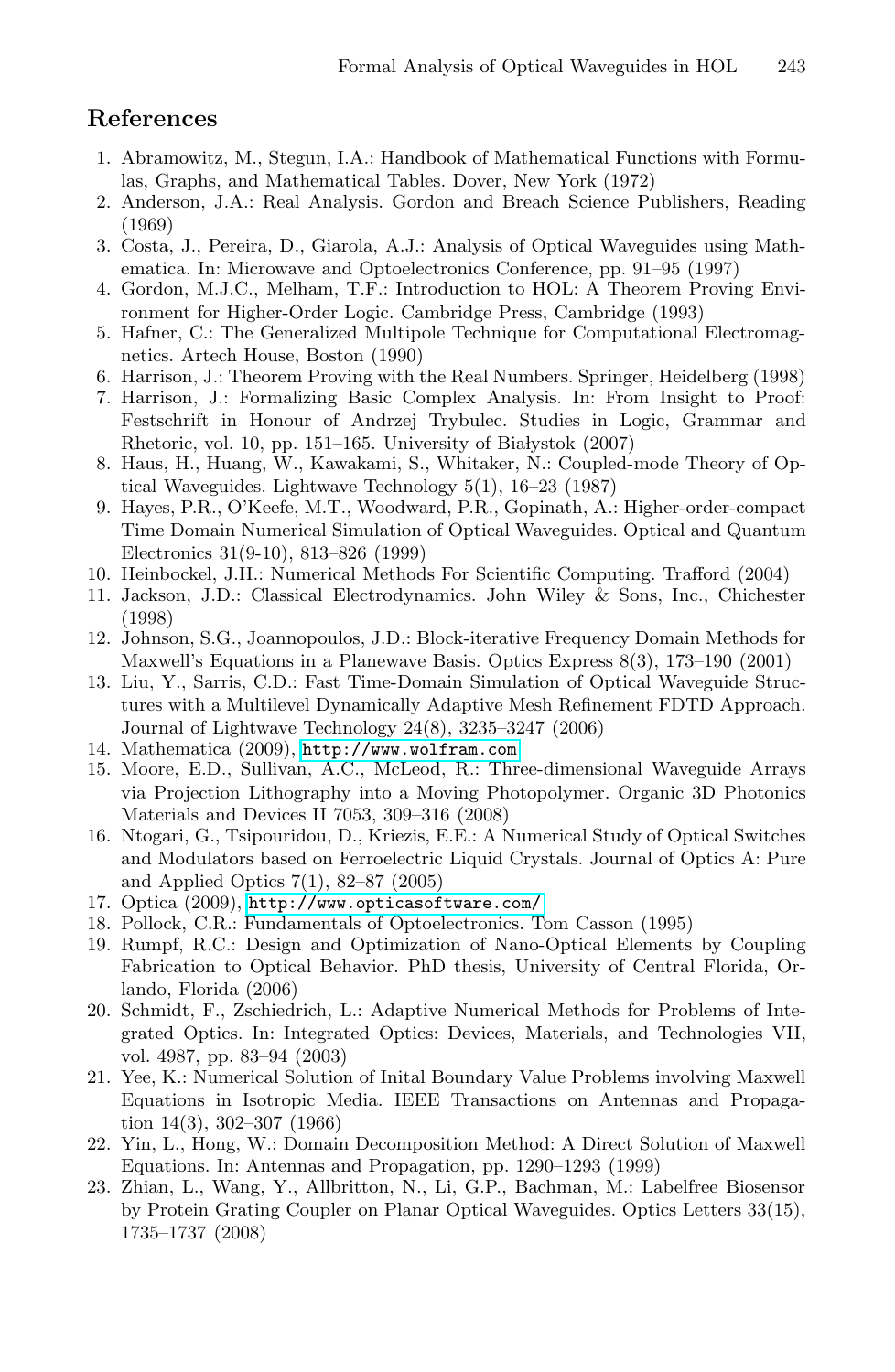## References

1. Abramowitz, M., Stegun, I.A.: Handbook of Mathematical Functions with Formulas, Graphs, and Mathematical Tables. Dover, New York (1972)
2. Anderson, J.A.: Real Analysis. Gordon and Breach Science Publishers, Reading (1969)
3. Costa, J., Pereira, D., Giarola, A.J.: Analysis of Optical Waveguides using Mathematica. In: Microwave and Optoelectronics Conference, pp. 91–95 (1997)
4. Gordon, M.J.C., Melham, T.F.: Introduction to HOL: A Theorem Proving Environment for Higher-Order Logic. Cambridge Press, Cambridge (1993)
5. Hafner, C.: The Generalized Multipole Technique for Computational Electromagnetics. Artech House, Boston (1990)
6. Harrison, J.: Theorem Proving with the Real Numbers. Springer, Heidelberg (1998)
7. Harrison, J.: Formalizing Basic Complex Analysis. In: From Insight to Proof: Festschrift in Honour of Andrzej Trybulec. Studies in Logic, Grammar and Rhetoric, vol. 10, pp. 151–165. University of Białystok (2007)
8. Haus, H., Huang, W., Kawakami, S., Whitaker, N.: Coupled-mode Theory of Optical Waveguides. Lightwave Technology 5(1), 16–23 (1987)
9. Hayes, P.R., O'Keefe, M.T., Woodward, P.R., Gopinath, A.: Higher-order-compact Time Domain Numerical Simulation of Optical Waveguides. Optical and Quantum Electronics 31(9-10), 813–826 (1999)
10. Heinbockel, J.H.: Numerical Methods For Scientific Computing. Trafford (2004)
11. Jackson, J.D.: Classical Electrodynamics. John Wiley & Sons, Inc., Chichester (1998)
12. Johnson, S.G., Joannopoulos, J.D.: Block-iterative Frequency Domain Methods for Maxwell's Equations in a Planewave Basis. Optics Express 8(3), 173–190 (2001)
13. Liu, Y., Sarris, C.D.: Fast Time-Domain Simulation of Optical Waveguide Structures with a Multilevel Dynamically Adaptive Mesh Refinement FDTD Approach. Journal of Lightwave Technology 24(8), 3235–3247 (2006)
14. Mathematica (2009), http://www.wolfram.com
15. Moore, E.D., Sullivan, A.C., McLeod, R.: Three-dimensional Waveguide Arrays via Projection Lithography into a Moving Photopolymer. Organic 3D Photonics Materials and Devices II 7053, 309–316 (2008)
16. Ntogari, G., Tsipouridou, D., Kriezis, E.E.: A Numerical Study of Optical Switches and Modulators based on Ferroelectric Liquid Crystals. Journal of Optics A: Pure and Applied Optics 7(1), 82–87 (2005)
17. Optica (2009), http://www.opticasoftware.com/
18. Pollock, C.R.: Fundamentals of Optoelectronics. Tom Casson (1995)
19. Rumpf, R.C.: Design and Optimization of Nano-Optical Elements by Coupling Fabrication to Optical Behavior. PhD thesis, University of Central Florida, Orlando, Florida (2006)
20. Schmidt, F., Zschiedrich, L.: Adaptive Numerical Methods for Problems of Integrated Optics. In: Integrated Optics: Devices, Materials, and Technologies VII, vol. 4987, pp. 83–94 (2003)
21. Yee, K.: Numerical Solution of Inital Boundary Value Problems involving Maxwell Equations in Isotropic Media. IEEE Transactions on Antennas and Propagation 14(3), 302–307 (1966)
22. Yin, L., Hong, W.: Domain Decomposition Method: A Direct Solution of Maxwell Equations. In: Antennas and Propagation, pp. 1290–1293 (1999)
23. Zhian, L., Wang, Y., Allbritton, N., Li, G.P., Bachman, M.: Labelfree Biosensor by Protein Grating Coupler on Planar Optical Waveguides. Optics Letters 33(15), 1735–1737 (2008)